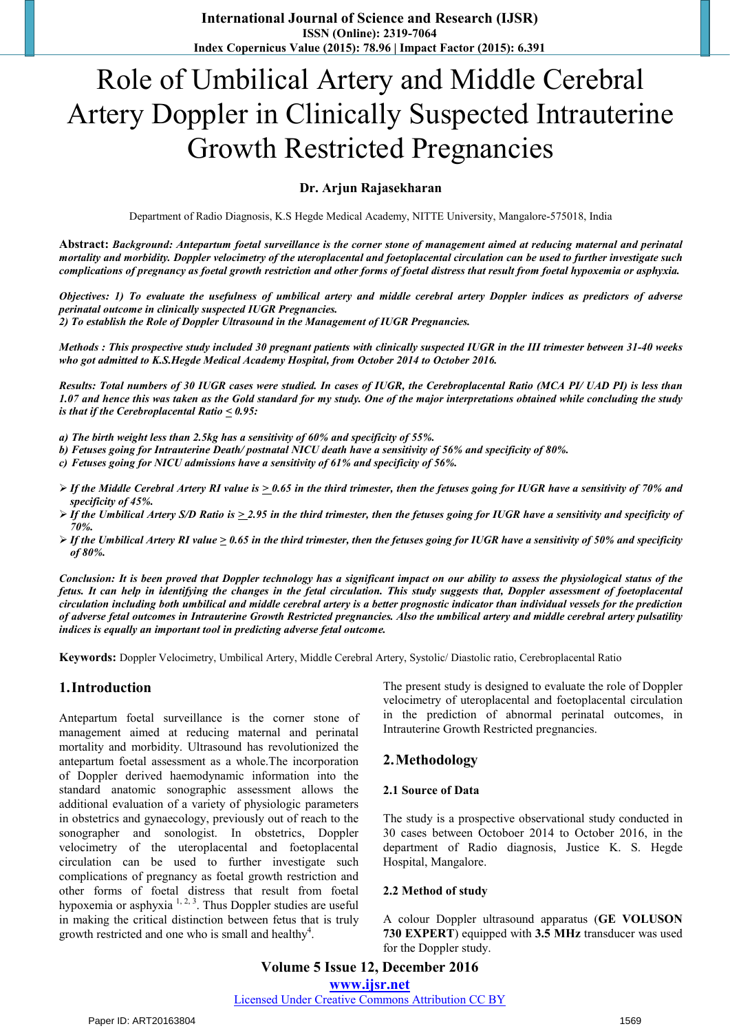# Role of Umbilical Artery and Middle Cerebral Artery Doppler in Clinically Suspected Intrauterine Growth Restricted Pregnancies

**Dr. Arjun Rajasekharan**

Department of Radio Diagnosis, K.S Hegde Medical Academy, NITTE University, Mangalore-575018, India

**Abstract:** ***Background: Antepartum foetal surveillance is the corner stone of management aimed at reducing maternal and perinatal mortality and morbidity. Doppler velocimetry of the uteroplacental and foetoplacental circulation can be used to further investigate such complications of pregnancy as foetal growth restriction and other forms of foetal distress that result from foetal hypoxemia or asphyxia.***

***Objectives: 1) To evaluate the usefulness of umbilical artery and middle cerebral artery Doppler indices as predictors of adverse perinatal outcome in clinically suspected IUGR Pregnancies.***
***2) To establish the Role of Doppler Ultrasound in the Management of IUGR Pregnancies.***

***Methods : This prospective study included 30 pregnant patients with clinically suspected IUGR in the III trimester between 31-40 weeks who got admitted to K.S.Hegde Medical Academy Hospital, from October 2014 to October 2016.***

***Results: Total numbers of 30 IUGR cases were studied. In cases of IUGR, the Cerebroplacental Ratio (MCA PI/ UAD PI) is less than 1.07 and hence this was taken as the Gold standard for my study. One of the major interpretations obtained while concluding the study is that if the Cerebroplacental Ratio ≤ 0.95:***

***a) The birth weight less than 2.5kg has a sensitivity of 60% and specificity of 55%.***
***b) Fetuses going for Intrauterine Death/ postnatal NICU death have a sensitivity of 56% and specificity of 80%.***
***c) Fetuses going for NICU admissions have a sensitivity of 61% and specificity of 56%.***

- ***If the Middle Cerebral Artery RI value is ≥ 0.65 in the third trimester, then the fetuses going for IUGR have a sensitivity of 70% and specificity of 45%.***
- ***If the Umbilical Artery S/D Ratio is ≥ 2.95 in the third trimester, then the fetuses going for IUGR have a sensitivity and specificity of 70%.***
- ***If the Umbilical Artery RI value ≥ 0.65 in the third trimester, then the fetuses going for IUGR have a sensitivity of 50% and specificity of 80%.***

***Conclusion: It is been proved that Doppler technology has a significant impact on our ability to assess the physiological status of the fetus. It can help in identifying the changes in the fetal circulation. This study suggests that, Doppler assessment of foetoplacental circulation including both umbilical and middle cerebral artery is a better prognostic indicator than individual vessels for the prediction of adverse fetal outcomes in Intrauterine Growth Restricted pregnancies. Also the umbilical artery and middle cerebral artery pulsatility indices is equally an important tool in predicting adverse fetal outcome.***

**Keywords:** Doppler Velocimetry, Umbilical Artery, Middle Cerebral Artery, Systolic/ Diastolic ratio, Cerebroplacental Ratio

## 1. Introduction

Antepartum foetal surveillance is the corner stone of management aimed at reducing maternal and perinatal mortality and morbidity. Ultrasound has revolutionized the antepartum foetal assessment as a whole.The incorporation of Doppler derived haemodynamic information into the standard anatomic sonographic assessment allows the additional evaluation of a variety of physiologic parameters in obstetrics and gynaecology, previously out of reach to the sonographer and sonologist. In obstetrics, Doppler velocimetry of the uteroplacental and foetoplacental circulation can be used to further investigate such complications of pregnancy as foetal growth restriction and other forms of foetal distress that result from foetal hypoxemia or asphyxia [1, 2, 3]. Thus Doppler studies are useful in making the critical distinction between fetus that is truly growth restricted and one who is small and healthy[4].

The present study is designed to evaluate the role of Doppler velocimetry of uteroplacental and foetoplacental circulation in the prediction of abnormal perinatal outcomes, in Intrauterine Growth Restricted pregnancies.

## 2. Methodology

### 2.1 Source of Data

The study is a prospective observational study conducted in 30 cases from Octoboer 2014 to October 2016, in the department of Radio diagnosis, Justice K. S. Hegde Hospital, Mangalore.

### 2.2 Method of study

A colour Doppler ultrasound apparatus (**GE VOLUSON 730 EXPERT**) equipped with **3.5 MHz** transducer was used for the Doppler study.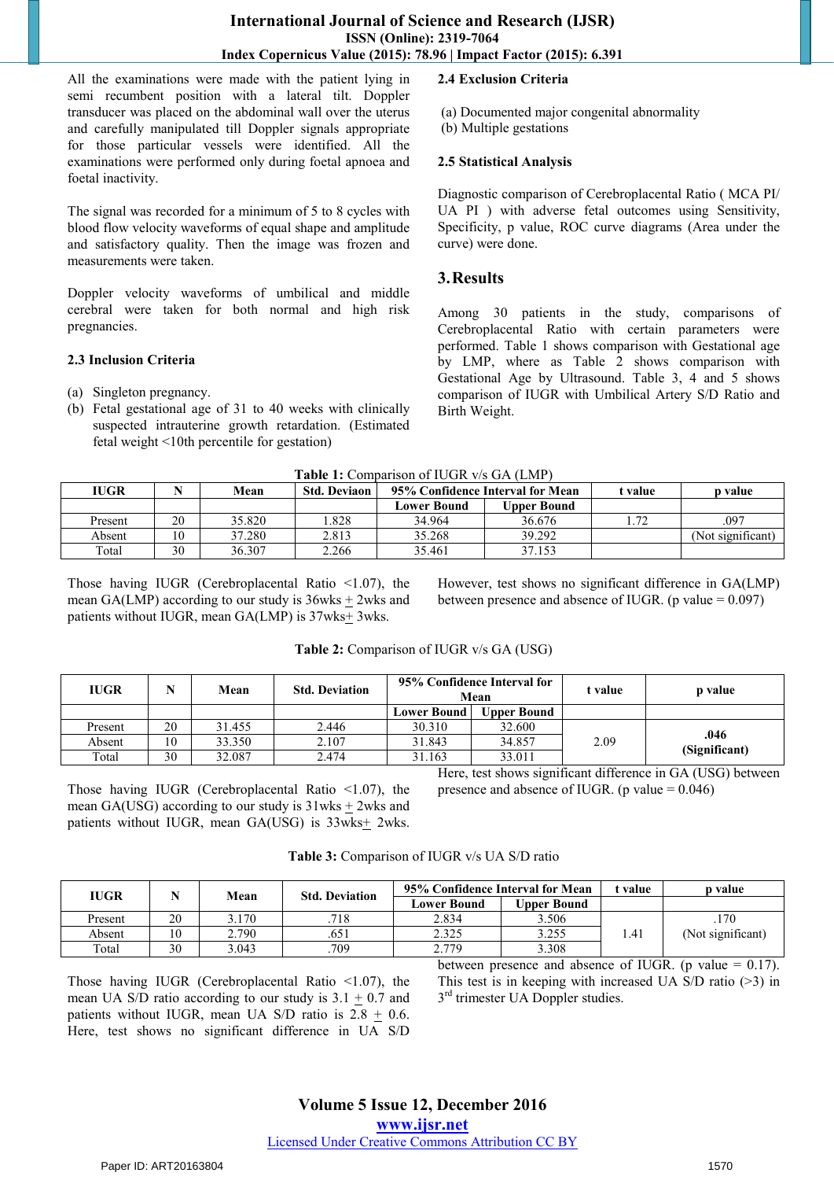All the examinations were made with the patient lying in semi recumbent position with a lateral tilt. Doppler transducer was placed on the abdominal wall over the uterus and carefully manipulated till Doppler signals appropriate for those particular vessels were identified. All the examinations were performed only during foetal apnoea and foetal inactivity.

The signal was recorded for a minimum of 5 to 8 cycles with blood flow velocity waveforms of equal shape and amplitude and satisfactory quality. Then the image was frozen and measurements were taken.

Doppler velocity waveforms of umbilical and middle cerebral were taken for both normal and high risk pregnancies.

### 2.3 Inclusion Criteria

(a) Singleton pregnancy.
(b) Fetal gestational age of 31 to 40 weeks with clinically suspected intrauterine growth retardation. (Estimated fetal weight <10th percentile for gestation)

### 2.4 Exclusion Criteria

(a) Documented major congenital abnormality
(b) Multiple gestations

### 2.5 Statistical Analysis

Diagnostic comparison of Cerebroplacental Ratio ( MCA PI/ UA PI ) with adverse fetal outcomes using Sensitivity, Specificity, p value, ROC curve diagrams (Area under the curve) were done.

## 3. Results

Among 30 patients in the study, comparisons of Cerebroplacental Ratio with certain parameters were performed. Table 1 shows comparison with Gestational age by LMP, where as Table 2 shows comparison with Gestational Age by Ultrasound. Table 3, 4 and 5 shows comparison of IUGR with Umbilical Artery S/D Ratio and Birth Weight.

**Table 1:** Comparison of IUGR v/s GA (LMP)

| IUGR | N | Mean | Std. Deviaon | 95% Confidence Interval for Mean | | t value | p value |
|---|---|---|---|---|---|---|---|
| | | | | Lower Bound | Upper Bound | | |
| Present | 20 | 35.820 | 1.828 | 34.964 | 36.676 | 1.72 | .097 |
| Absent | 10 | 37.280 | 2.813 | 35.268 | 39.292 | | (Not significant) |
| Total | 30 | 36.307 | 2.266 | 35.461 | 37.153 | | |

Those having IUGR (Cerebroplacental Ratio <1.07), the mean GA(LMP) according to our study is 36wks ± 2wks and patients without IUGR, mean GA(LMP) is 37wks± 3wks. However, test shows no significant difference in GA(LMP) between presence and absence of IUGR. (p value = 0.097)

**Table 2:** Comparison of IUGR v/s GA (USG)

| IUGR | N | Mean | Std. Deviation | 95% Confidence Interval for Mean | | t value | p value |
|---|---|---|---|---|---|---|---|
| | | | | Lower Bound | Upper Bound | | |
| Present | 20 | 31.455 | 2.446 | 30.310 | 32.600 | 2.09 | **.046 (Significant)** |
| Absent | 10 | 33.350 | 2.107 | 31.843 | 34.857 | | |
| Total | 30 | 32.087 | 2.474 | 31.163 | 33.011 | | |

Those having IUGR (Cerebroplacental Ratio <1.07), the mean GA(USG) according to our study is 31wks ± 2wks and patients without IUGR, mean GA(USG) is 33wks± 2wks. Here, test shows significant difference in GA (USG) between presence and absence of IUGR. (p value = 0.046)

**Table 3:** Comparison of IUGR v/s UA S/D ratio

| IUGR | N | Mean | Std. Deviation | 95% Confidence Interval for Mean | | t value | p value |
|---|---|---|---|---|---|---|---|
| | | | | Lower Bound | Upper Bound | | |
| Present | 20 | 3.170 | .718 | 2.834 | 3.506 | 1.41 | .170 (Not significant) |
| Absent | 10 | 2.790 | .651 | 2.325 | 3.255 | | |
| Total | 30 | 3.043 | .709 | 2.779 | 3.308 | | |

Those having IUGR (Cerebroplacental Ratio <1.07), the mean UA S/D ratio according to our study is 3.1 ± 0.7 and patients without IUGR, mean UA S/D ratio is 2.8 ± 0.6. Here, test shows no significant difference in UA S/D between presence and absence of IUGR. (p value = 0.17). This test is in keeping with increased UA S/D ratio (>3) in 3rd trimester UA Doppler studies.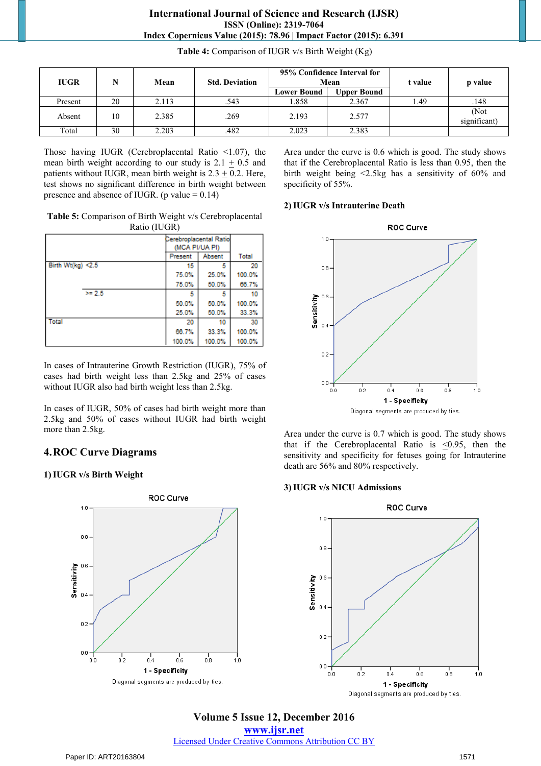**Table 4:** Comparison of IUGR v/s Birth Weight (Kg)

| IUGR | N | Mean | Std. Deviation | 95% Confidence Interval for Mean | | t value | p value |
|---|---|---|---|---|---|---|---|
| | | | | Lower Bound | Upper Bound | | |
| Present | 20 | 2.113 | .543 | 1.858 | 2.367 | 1.49 | .148 |
| Absent | 10 | 2.385 | .269 | 2.193 | 2.577 | | (Not significant) |
| Total | 30 | 2.203 | .482 | 2.023 | 2.383 | | |

Those having IUGR (Cerebroplacental Ratio <1.07), the mean birth weight according to our study is 2.1 ± 0.5 and patients without IUGR, mean birth weight is 2.3 ± 0.2. Here, test shows no significant difference in birth weight between presence and absence of IUGR. (p value = 0.14)

**Table 5:** Comparison of Birth Weight v/s Cerebroplacental Ratio (IUGR)

| | | Cerebroplacental Ratio (MCA PI/UA PI) Present | Absent | Total |
|---|---|---|---|---|
| Birth Wt(kg) | <2.5 | 15 | 5 | 20 |
| | | 75.0% | 25.0% | 100.0% |
| | | 75.0% | 50.0% | 66.7% |
| | >= 2.5 | 5 | 5 | 10 |
| | | 50.0% | 50.0% | 100.0% |
| | | 25.0% | 50.0% | 33.3% |
| Total | | 20 | 10 | 30 |
| | | 66.7% | 33.3% | 100.0% |
| | | 100.0% | 100.0% | 100.0% |

In cases of Intrauterine Growth Restriction (IUGR), 75% of cases had birth weight less than 2.5kg and 25% of cases without IUGR also had birth weight less than 2.5kg.

In cases of IUGR, 50% of cases had birth weight more than 2.5kg and 50% of cases without IUGR had birth weight more than 2.5kg.

## 4. ROC Curve Diagrams

### 1) IUGR v/s Birth Weight

ROC Curve

Diagonal segments are produced by ties.

Area under the curve is 0.6 which is good. The study shows that if the Cerebroplacental Ratio is less than 0.95, then the birth weight being <2.5kg has a sensitivity of 60% and specificity of 55%.

### 2) IUGR v/s Intrauterine Death

ROC Curve

Diagonal segments are produced by ties.

Area under the curve is 0.7 which is good. The study shows that if the Cerebroplacental Ratio is ≤0.95, then the sensitivity and specificity for fetuses going for Intrauterine death are 56% and 80% respectively.

### 3) IUGR v/s NICU Admissions

ROC Curve

Diagonal segments are produced by ties.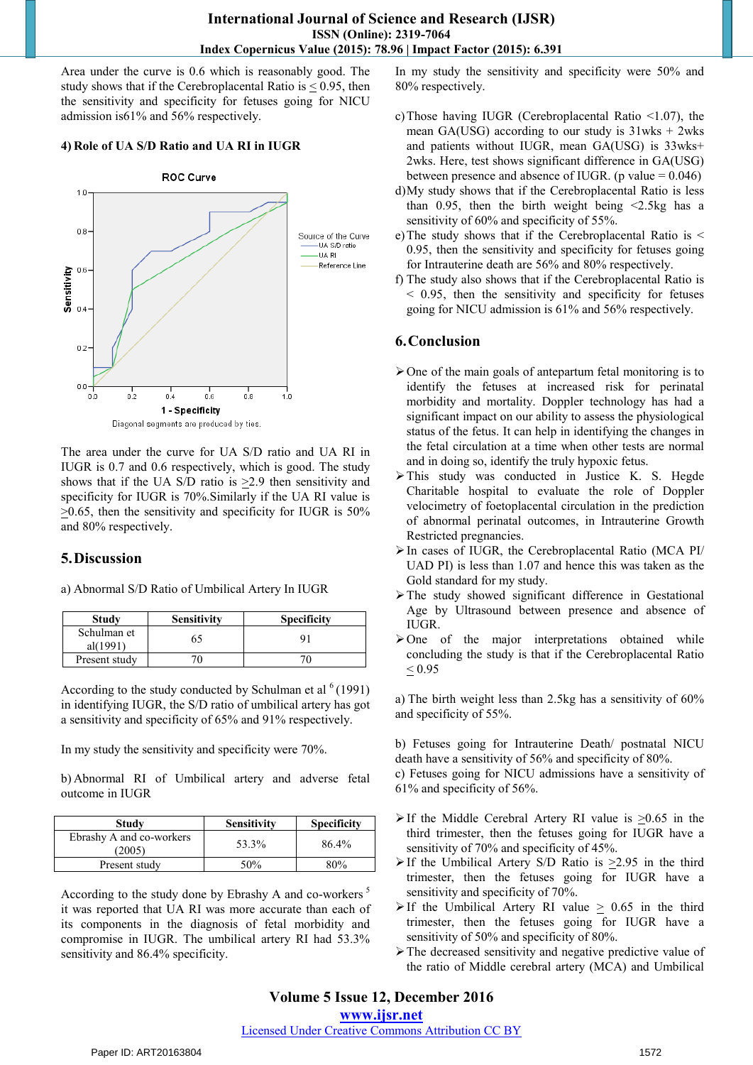Area under the curve is 0.6 which is reasonably good. The study shows that if the Cerebroplacental Ratio is ≤ 0.95, then the sensitivity and specificity for fetuses going for NICU admission is61% and 56% respectively.

**4) Role of UA S/D Ratio and UA RI in IUGR**

The area under the curve for UA S/D ratio and UA RI in IUGR is 0.7 and 0.6 respectively, which is good. The study shows that if the UA S/D ratio is ≥2.9 then sensitivity and specificity for IUGR is 70%.Similarly if the UA RI value is ≥0.65, then the sensitivity and specificity for IUGR is 50% and 80% respectively.

## 5. Discussion

a) Abnormal S/D Ratio of Umbilical Artery In IUGR

| Study | Sensitivity | Specificity |
|---|---|---|
| Schulman et al(1991) | 65 | 91 |
| Present study | 70 | 70 |

According to the study conducted by Schulman et al [6] (1991) in identifying IUGR, the S/D ratio of umbilical artery has got a sensitivity and specificity of 65% and 91% respectively.

In my study the sensitivity and specificity were 70%.

b) Abnormal RI of Umbilical artery and adverse fetal outcome in IUGR

| Study | Sensitivity | Specificity |
|---|---|---|
| Ebrashy A and co-workers (2005) | 53.3% | 86.4% |
| Present study | 50% | 80% |

According to the study done by Ebrashy A and co-workers [5] it was reported that UA RI was more accurate than each of its components in the diagnosis of fetal morbidity and compromise in IUGR. The umbilical artery RI had 53.3% sensitivity and 86.4% specificity.

In my study the sensitivity and specificity were 50% and 80% respectively.

c) Those having IUGR (Cerebroplacental Ratio <1.07), the mean GA(USG) according to our study is 31wks + 2wks and patients without IUGR, mean GA(USG) is 33wks+ 2wks. Here, test shows significant difference in GA(USG) between presence and absence of IUGR. (p value = 0.046)

d) My study shows that if the Cerebroplacental Ratio is less than 0.95, then the birth weight being <2.5kg has a sensitivity of 60% and specificity of 55%.

e) The study shows that if the Cerebroplacental Ratio is < 0.95, then the sensitivity and specificity for fetuses going for Intrauterine death are 56% and 80% respectively.

f) The study also shows that if the Cerebroplacental Ratio is < 0.95, then the sensitivity and specificity for fetuses going for NICU admission is 61% and 56% respectively.

## 6. Conclusion

- One of the main goals of antepartum fetal monitoring is to identify the fetuses at increased risk for perinatal morbidity and mortality. Doppler technology has had a significant impact on our ability to assess the physiological status of the fetus. It can help in identifying the changes in the fetal circulation at a time when other tests are normal and in doing so, identify the truly hypoxic fetus.
- This study was conducted in Justice K. S. Hegde Charitable hospital to evaluate the role of Doppler velocimetry of foetoplacental circulation in the prediction of abnormal perinatal outcomes, in Intrauterine Growth Restricted pregnancies.
- In cases of IUGR, the Cerebroplacental Ratio (MCA PI/ UAD PI) is less than 1.07 and hence this was taken as the Gold standard for my study.
- The study showed significant difference in Gestational Age by Ultrasound between presence and absence of IUGR.
- One of the major interpretations obtained while concluding the study is that if the Cerebroplacental Ratio ≤ 0.95

a) The birth weight less than 2.5kg has a sensitivity of 60% and specificity of 55%.

b) Fetuses going for Intrauterine Death/ postnatal NICU death have a sensitivity of 56% and specificity of 80%.
c) Fetuses going for NICU admissions have a sensitivity of 61% and specificity of 56%.

- If the Middle Cerebral Artery RI value is ≥0.65 in the third trimester, then the fetuses going for IUGR have a sensitivity of 70% and specificity of 45%.
- If the Umbilical Artery S/D Ratio is ≥2.95 in the third trimester, then the fetuses going for IUGR have a sensitivity and specificity of 70%.
- If the Umbilical Artery RI value ≥ 0.65 in the third trimester, then the fetuses going for IUGR have a sensitivity of 50% and specificity of 80%.
- The decreased sensitivity and negative predictive value of the ratio of Middle cerebral artery (MCA) and Umbilical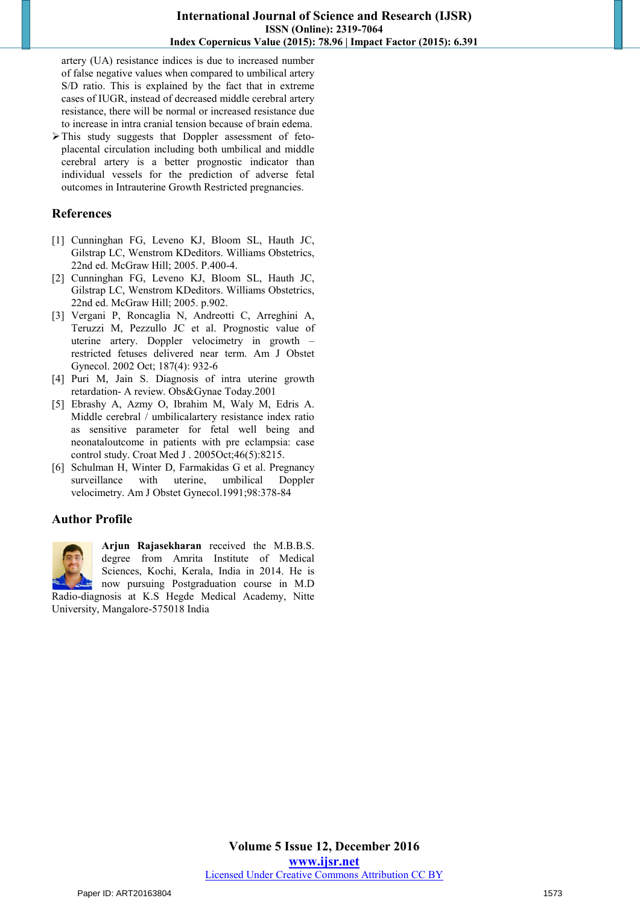artery (UA) resistance indices is due to increased number of false negative values when compared to umbilical artery S/D ratio. This is explained by the fact that in extreme cases of IUGR, instead of decreased middle cerebral artery resistance, there will be normal or increased resistance due to increase in intra cranial tension because of brain edema.

- This study suggests that Doppler assessment of feto-placental circulation including both umbilical and middle cerebral artery is a better prognostic indicator than individual vessels for the prediction of adverse fetal outcomes in Intrauterine Growth Restricted pregnancies.

## References

[1] Cunninghan FG, Leveno KJ, Bloom SL, Hauth JC, Gilstrap LC, Wenstrom KDeditors. Williams Obstetrics, 22nd ed. McGraw Hill; 2005. P.400-4.

[2] Cunninghan FG, Leveno KJ, Bloom SL, Hauth JC, Gilstrap LC, Wenstrom KDeditors. Williams Obstetrics, 22nd ed. McGraw Hill; 2005. p.902.

[3] Vergani P, Roncaglia N, Andreotti C, Arreghini A, Teruzzi M, Pezzullo JC et al. Prognostic value of uterine artery. Doppler velocimetry in growth – restricted fetuses delivered near term. Am J Obstet Gynecol. 2002 Oct; 187(4): 932-6

[4] Puri M, Jain S. Diagnosis of intra uterine growth retardation- A review. Obs&Gynae Today.2001

[5] Ebrashy A, Azmy O, Ibrahim M, Waly M, Edris A. Middle cerebral / umbilicalartery resistance index ratio as sensitive parameter for fetal well being and neonataloutcome in patients with pre eclampsia: case control study. Croat Med J . 2005Oct;46(5):8215.

[6] Schulman H, Winter D, Farmakidas G et al. Pregnancy surveillance with uterine, umbilical Doppler velocimetry. Am J Obstet Gynecol.1991;98:378-84

## Author Profile

**Arjun Rajasekharan** received the M.B.B.S. degree from Amrita Institute of Medical Sciences, Kochi, Kerala, India in 2014. He is now pursuing Postgraduation course in M.D Radio-diagnosis at K.S Hegde Medical Academy, Nitte University, Mangalore-575018 India